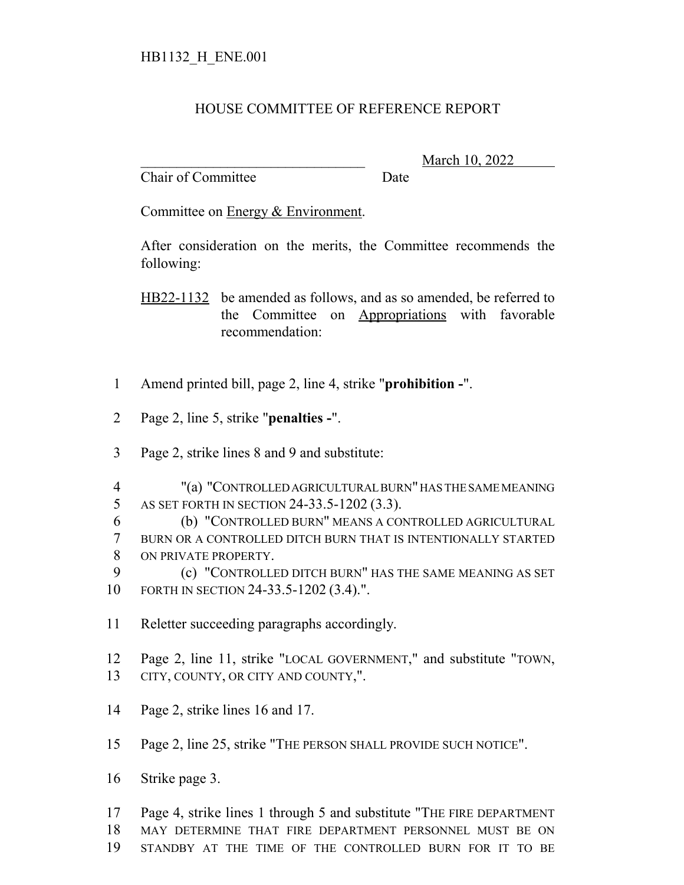HB1132_H_ENE.001

# HOUSE COMMITTEE OF REFERENCE REPORT

_______________________________ March 10, 2022
Chair of Committee Date

Committee on Energy & Environment.

After consideration on the merits, the Committee recommends the following:

HB22-1132 be amended as follows, and as so amended, be referred to the Committee on Appropriations with favorable recommendation:

1 Amend printed bill, page 2, line 4, strike "**prohibition -**".

2 Page 2, line 5, strike "**penalties -**".

3 Page 2, strike lines 8 and 9 and substitute:

4 "(a) "CONTROLLED AGRICULTURAL BURN" HAS THE SAME MEANING
5 AS SET FORTH IN SECTION 24-33.5-1202 (3.3).
6 (b) "CONTROLLED BURN" MEANS A CONTROLLED AGRICULTURAL
7 BURN OR A CONTROLLED DITCH BURN THAT IS INTENTIONALLY STARTED
8 ON PRIVATE PROPERTY.
9 (c) "CONTROLLED DITCH BURN" HAS THE SAME MEANING AS SET
10 FORTH IN SECTION 24-33.5-1202 (3.4).".

11 Reletter succeeding paragraphs accordingly.

12 Page 2, line 11, strike "LOCAL GOVERNMENT," and substitute "TOWN,
13 CITY, COUNTY, OR CITY AND COUNTY,".

14 Page 2, strike lines 16 and 17.

15 Page 2, line 25, strike "THE PERSON SHALL PROVIDE SUCH NOTICE".

16 Strike page 3.

17 Page 4, strike lines 1 through 5 and substitute "THE FIRE DEPARTMENT
18 MAY DETERMINE THAT FIRE DEPARTMENT PERSONNEL MUST BE ON
19 STANDBY AT THE TIME OF THE CONTROLLED BURN FOR IT TO BE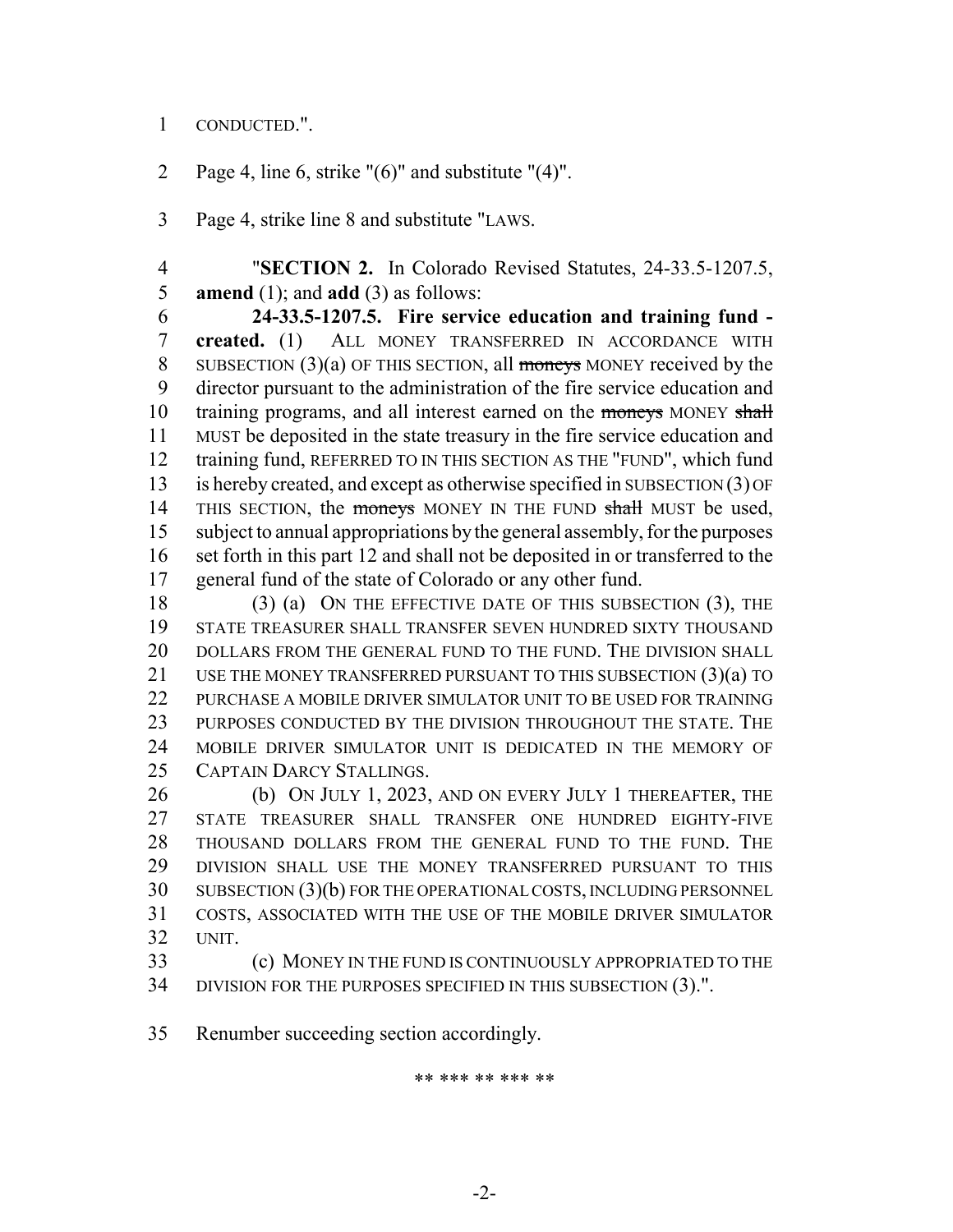CONDUCTED.".

Page 4, line 6, strike "(6)" and substitute "(4)".

Page 4, strike line 8 and substitute "LAWS.

"**SECTION 2.** In Colorado Revised Statutes, 24-33.5-1207.5, **amend** (1); and **add** (3) as follows:

**24-33.5-1207.5. Fire service education and training fund - created.** (1) ALL MONEY TRANSFERRED IN ACCORDANCE WITH SUBSECTION (3)(a) OF THIS SECTION, all ~~moneys~~ MONEY received by the director pursuant to the administration of the fire service education and training programs, and all interest earned on the ~~moneys~~ MONEY ~~shall~~ MUST be deposited in the state treasury in the fire service education and training fund, REFERRED TO IN THIS SECTION AS THE "FUND", which fund is hereby created, and except as otherwise specified in SUBSECTION (3) OF THIS SECTION, the ~~moneys~~ MONEY IN THE FUND ~~shall~~ MUST be used, subject to annual appropriations by the general assembly, for the purposes set forth in this part 12 and shall not be deposited in or transferred to the general fund of the state of Colorado or any other fund.

(3) (a) ON THE EFFECTIVE DATE OF THIS SUBSECTION (3), THE STATE TREASURER SHALL TRANSFER SEVEN HUNDRED SIXTY THOUSAND DOLLARS FROM THE GENERAL FUND TO THE FUND. THE DIVISION SHALL USE THE MONEY TRANSFERRED PURSUANT TO THIS SUBSECTION (3)(a) TO PURCHASE A MOBILE DRIVER SIMULATOR UNIT TO BE USED FOR TRAINING PURPOSES CONDUCTED BY THE DIVISION THROUGHOUT THE STATE. THE MOBILE DRIVER SIMULATOR UNIT IS DEDICATED IN THE MEMORY OF CAPTAIN DARCY STALLINGS.

(b) ON JULY 1, 2023, AND ON EVERY JULY 1 THEREAFTER, THE STATE TREASURER SHALL TRANSFER ONE HUNDRED EIGHTY-FIVE THOUSAND DOLLARS FROM THE GENERAL FUND TO THE FUND. THE DIVISION SHALL USE THE MONEY TRANSFERRED PURSUANT TO THIS SUBSECTION (3)(b) FOR THE OPERATIONAL COSTS, INCLUDING PERSONNEL COSTS, ASSOCIATED WITH THE USE OF THE MOBILE DRIVER SIMULATOR UNIT.

(c) MONEY IN THE FUND IS CONTINUOUSLY APPROPRIATED TO THE DIVISION FOR THE PURPOSES SPECIFIED IN THIS SUBSECTION (3).".

Renumber succeeding section accordingly.

** *** ** *** **